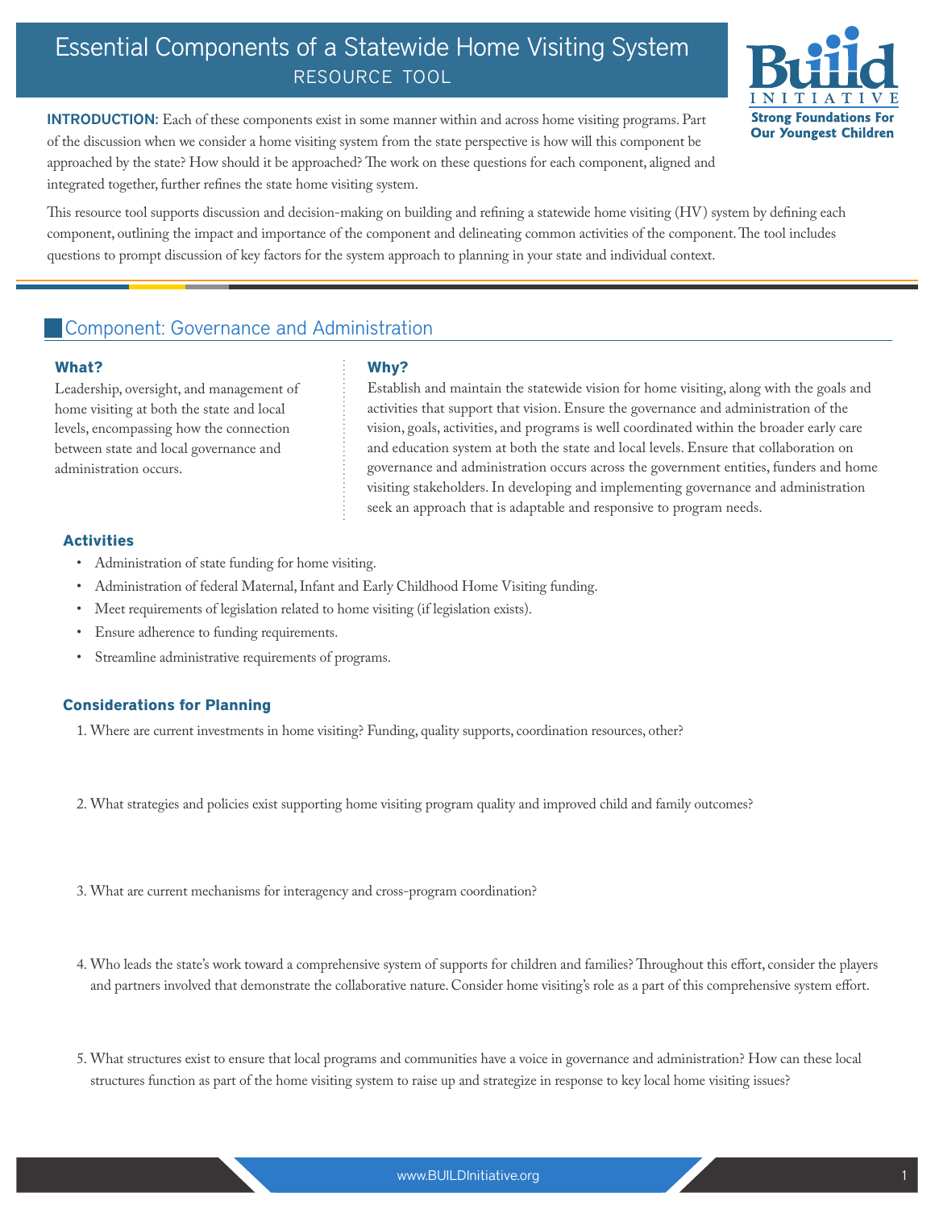# Essential Components of a Statewide Home Visiting System

RESOURCE TOOL

**INTRODUCTION**: Each of these components exist in some manner within and across home visiting programs. Part of the discussion when we consider a home visiting system from the state perspective is how will this component be approached by the state? How should it be approached? The work on these questions for each component, aligned and integrated together, further refines the state home visiting system.

This resource tool supports discussion and decision-making on building and refining a statewide home visiting (HV) system by defining each component, outlining the impact and importance of the component and delineating common activities of the component. The tool includes questions to prompt discussion of key factors for the system approach to planning in your state and individual context.

## Component: Governance and Administration

### What?

Leadership, oversight, and management of home visiting at both the state and local levels, encompassing how the connection between state and local governance and administration occurs.

### Why?

Establish and maintain the statewide vision for home visiting, along with the goals and activities that support that vision. Ensure the governance and administration of the vision, goals, activities, and programs is well coordinated within the broader early care and education system at both the state and local levels. Ensure that collaboration on governance and administration occurs across the government entities, funders and home visiting stakeholders. In developing and implementing governance and administration seek an approach that is adaptable and responsive to program needs.

### Activities

- Administration of state funding for home visiting.
- Administration of federal Maternal, Infant and Early Childhood Home Visiting funding.
- Meet requirements of legislation related to home visiting (if legislation exists).
- Ensure adherence to funding requirements.
- Streamline administrative requirements of programs.

### Considerations for Planning

1. Where are current investments in home visiting? Funding, quality supports, coordination resources, other?

2. What strategies and policies exist supporting home visiting program quality and improved child and family outcomes?

3. What are current mechanisms for interagency and cross-program coordination?

4. Who leads the state's work toward a comprehensive system of supports for children and families? Throughout this effort, consider the players and partners involved that demonstrate the collaborative nature. Consider home visiting's role as a part of this comprehensive system effort.

5. What structures exist to ensure that local programs and communities have a voice in governance and administration? How can these local structures function as part of the home visiting system to raise up and strategize in response to key local home visiting issues?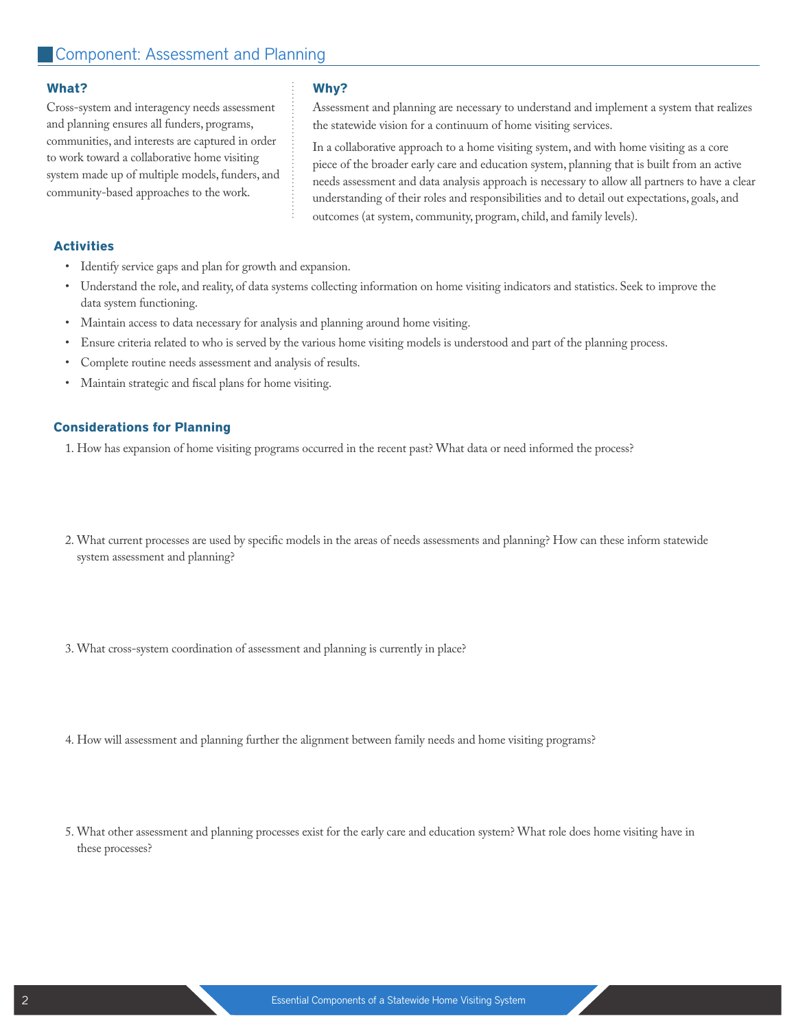## Component: Assessment and Planning

### What?

Cross-system and interagency needs assessment and planning ensures all funders, programs, communities, and interests are captured in order to work toward a collaborative home visiting system made up of multiple models, funders, and community-based approaches to the work.

### Why?

Assessment and planning are necessary to understand and implement a system that realizes the statewide vision for a continuum of home visiting services.

In a collaborative approach to a home visiting system, and with home visiting as a core piece of the broader early care and education system, planning that is built from an active needs assessment and data analysis approach is necessary to allow all partners to have a clear understanding of their roles and responsibilities and to detail out expectations, goals, and outcomes (at system, community, program, child, and family levels).

### Activities

- Identify service gaps and plan for growth and expansion.
- Understand the role, and reality, of data systems collecting information on home visiting indicators and statistics. Seek to improve the data system functioning.
- Maintain access to data necessary for analysis and planning around home visiting.
- Ensure criteria related to who is served by the various home visiting models is understood and part of the planning process.
- Complete routine needs assessment and analysis of results.
- Maintain strategic and fiscal plans for home visiting.

### Considerations for Planning

1. How has expansion of home visiting programs occurred in the recent past? What data or need informed the process?

2. What current processes are used by specific models in the areas of needs assessments and planning? How can these inform statewide system assessment and planning?

3. What cross-system coordination of assessment and planning is currently in place?

4. How will assessment and planning further the alignment between family needs and home visiting programs?

5. What other assessment and planning processes exist for the early care and education system? What role does home visiting have in these processes?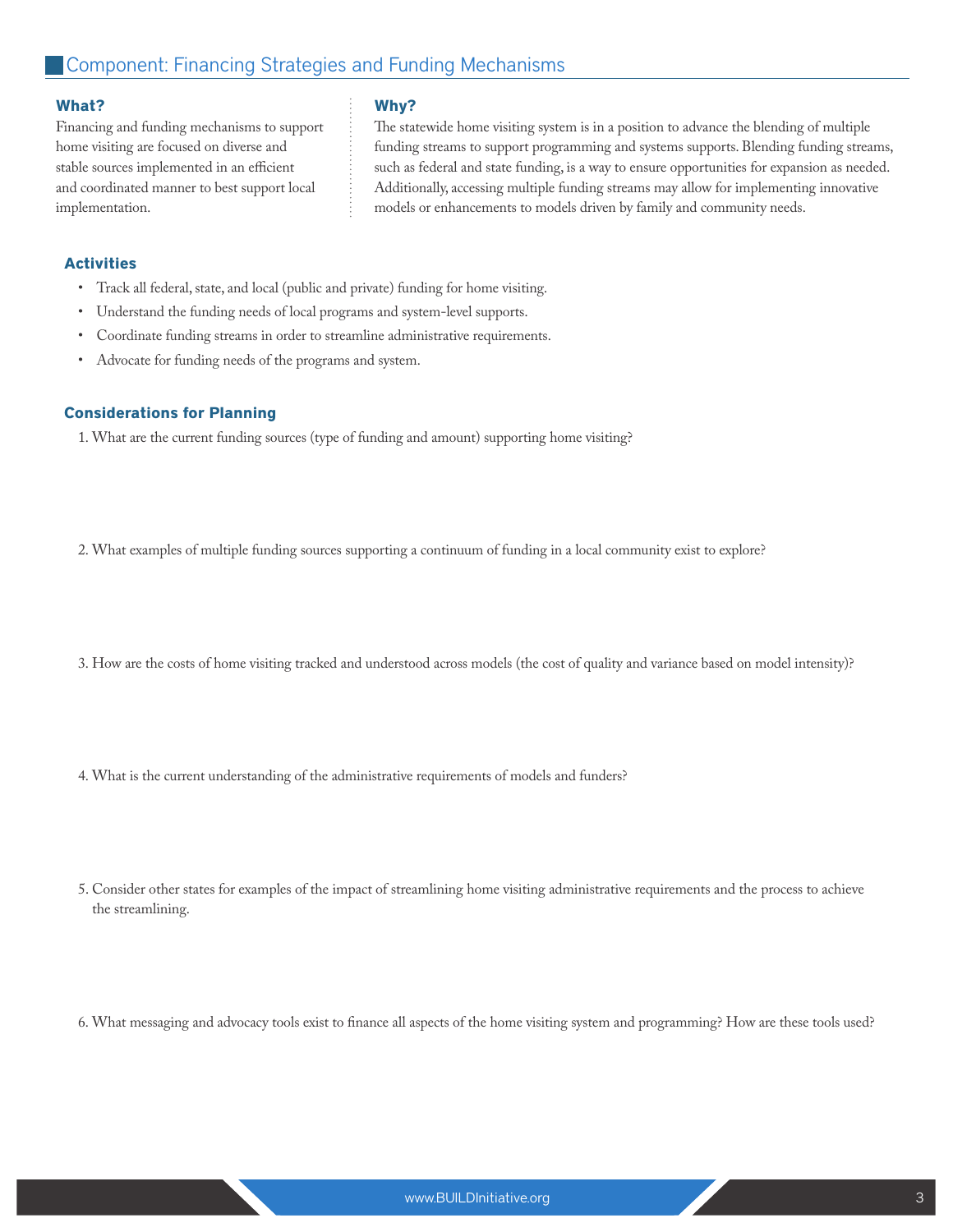## Component: Financing Strategies and Funding Mechanisms

### What?

Financing and funding mechanisms to support home visiting are focused on diverse and stable sources implemented in an efficient and coordinated manner to best support local implementation.

### Why?

The statewide home visiting system is in a position to advance the blending of multiple funding streams to support programming and systems supports. Blending funding streams, such as federal and state funding, is a way to ensure opportunities for expansion as needed. Additionally, accessing multiple funding streams may allow for implementing innovative models or enhancements to models driven by family and community needs.

### Activities

- Track all federal, state, and local (public and private) funding for home visiting.
- Understand the funding needs of local programs and system-level supports.
- Coordinate funding streams in order to streamline administrative requirements.
- Advocate for funding needs of the programs and system.

### Considerations for Planning

1. What are the current funding sources (type of funding and amount) supporting home visiting?

2. What examples of multiple funding sources supporting a continuum of funding in a local community exist to explore?

3. How are the costs of home visiting tracked and understood across models (the cost of quality and variance based on model intensity)?

4. What is the current understanding of the administrative requirements of models and funders?

5. Consider other states for examples of the impact of streamlining home visiting administrative requirements and the process to achieve the streamlining.

6. What messaging and advocacy tools exist to finance all aspects of the home visiting system and programming? How are these tools used?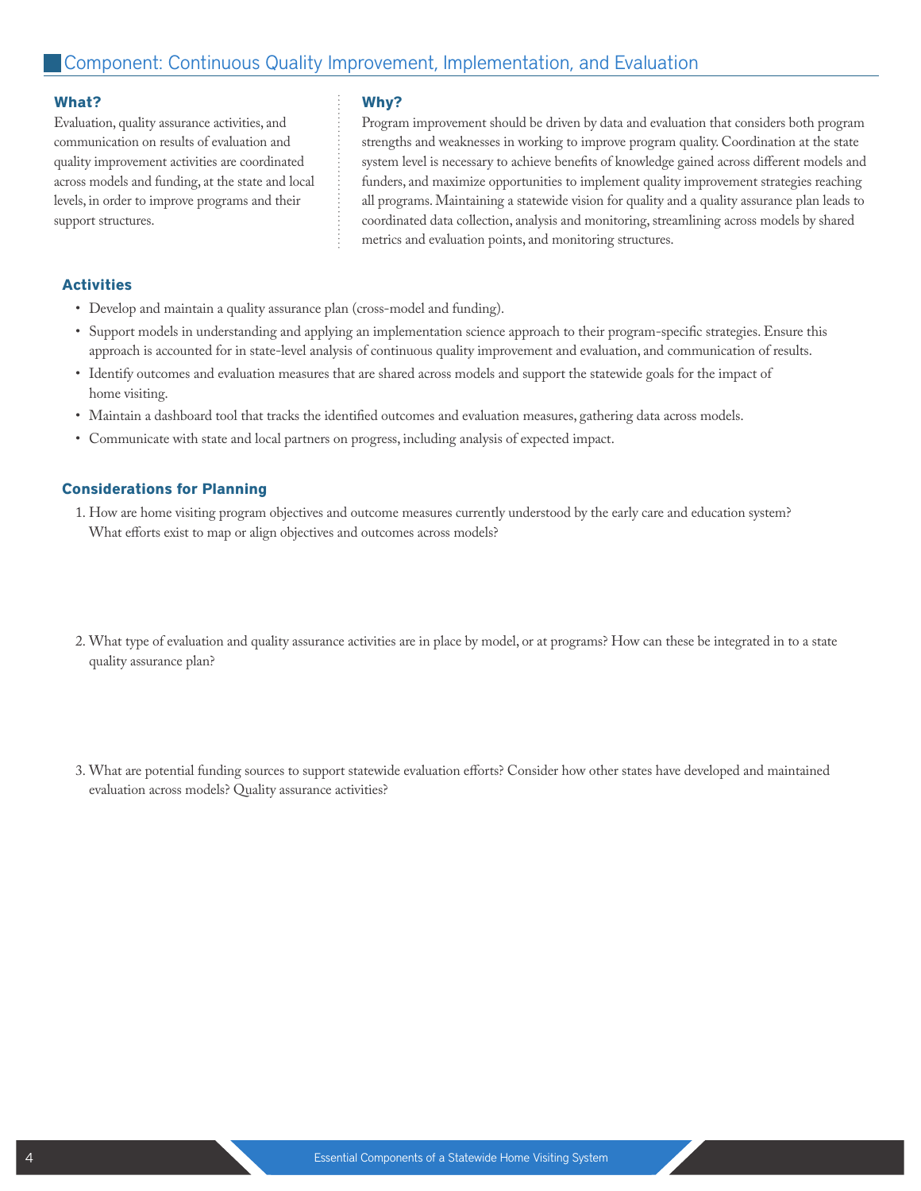## Component: Continuous Quality Improvement, Implementation, and Evaluation

### What?

Evaluation, quality assurance activities, and communication on results of evaluation and quality improvement activities are coordinated across models and funding, at the state and local levels, in order to improve programs and their support structures.

### Why?

Program improvement should be driven by data and evaluation that considers both program strengths and weaknesses in working to improve program quality. Coordination at the state system level is necessary to achieve benefits of knowledge gained across different models and funders, and maximize opportunities to implement quality improvement strategies reaching all programs. Maintaining a statewide vision for quality and a quality assurance plan leads to coordinated data collection, analysis and monitoring, streamlining across models by shared metrics and evaluation points, and monitoring structures.

### Activities

- Develop and maintain a quality assurance plan (cross-model and funding).
- Support models in understanding and applying an implementation science approach to their program-specific strategies. Ensure this approach is accounted for in state-level analysis of continuous quality improvement and evaluation, and communication of results.
- Identify outcomes and evaluation measures that are shared across models and support the statewide goals for the impact of home visiting.
- Maintain a dashboard tool that tracks the identified outcomes and evaluation measures, gathering data across models.
- Communicate with state and local partners on progress, including analysis of expected impact.

### Considerations for Planning

1. How are home visiting program objectives and outcome measures currently understood by the early care and education system? What efforts exist to map or align objectives and outcomes across models?

2. What type of evaluation and quality assurance activities are in place by model, or at programs? How can these be integrated in to a state quality assurance plan?

3. What are potential funding sources to support statewide evaluation efforts? Consider how other states have developed and maintained evaluation across models? Quality assurance activities?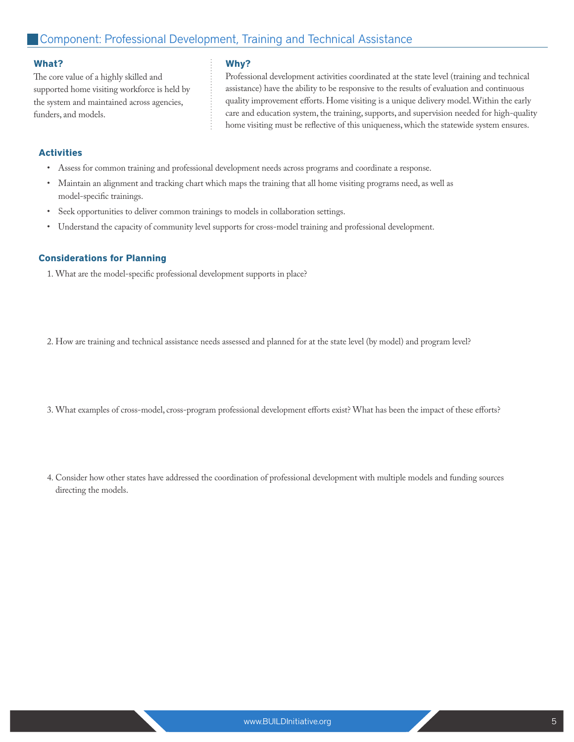## Component: Professional Development, Training and Technical Assistance

### What?

The core value of a highly skilled and supported home visiting workforce is held by the system and maintained across agencies, funders, and models.

### Why?

Professional development activities coordinated at the state level (training and technical assistance) have the ability to be responsive to the results of evaluation and continuous quality improvement efforts. Home visiting is a unique delivery model. Within the early care and education system, the training, supports, and supervision needed for high-quality home visiting must be reflective of this uniqueness, which the statewide system ensures.

### Activities

- Assess for common training and professional development needs across programs and coordinate a response.
- Maintain an alignment and tracking chart which maps the training that all home visiting programs need, as well as model-specific trainings.
- Seek opportunities to deliver common trainings to models in collaboration settings.
- Understand the capacity of community level supports for cross-model training and professional development.

### Considerations for Planning

1. What are the model-specific professional development supports in place?

2. How are training and technical assistance needs assessed and planned for at the state level (by model) and program level?

3. What examples of cross-model, cross-program professional development efforts exist? What has been the impact of these efforts?

4. Consider how other states have addressed the coordination of professional development with multiple models and funding sources directing the models.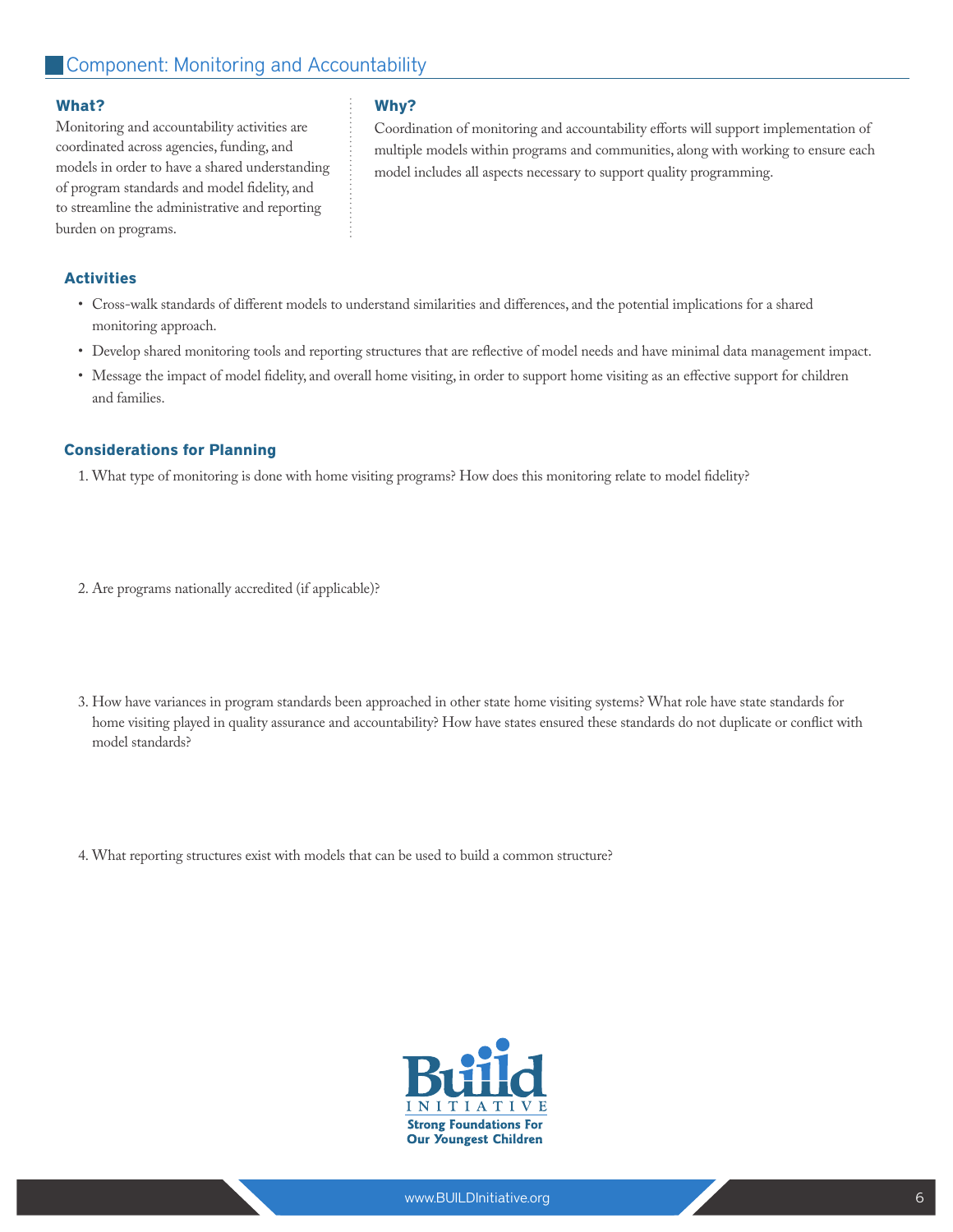## Component: Monitoring and Accountability

### What?

Monitoring and accountability activities are coordinated across agencies, funding, and models in order to have a shared understanding of program standards and model fidelity, and to streamline the administrative and reporting burden on programs.

### Why?

Coordination of monitoring and accountability efforts will support implementation of multiple models within programs and communities, along with working to ensure each model includes all aspects necessary to support quality programming.

### Activities

- Cross-walk standards of different models to understand similarities and differences, and the potential implications for a shared monitoring approach.
- Develop shared monitoring tools and reporting structures that are reflective of model needs and have minimal data management impact.
- Message the impact of model fidelity, and overall home visiting, in order to support home visiting as an effective support for children and families.

### Considerations for Planning

1. What type of monitoring is done with home visiting programs? How does this monitoring relate to model fidelity?

2. Are programs nationally accredited (if applicable)?

3. How have variances in program standards been approached in other state home visiting systems? What role have state standards for home visiting played in quality assurance and accountability? How have states ensured these standards do not duplicate or conflict with model standards?

4. What reporting structures exist with models that can be used to build a common structure?

Build INITIATIVE
Strong Foundations For Our Youngest Children

www.BUILDInitiative.org